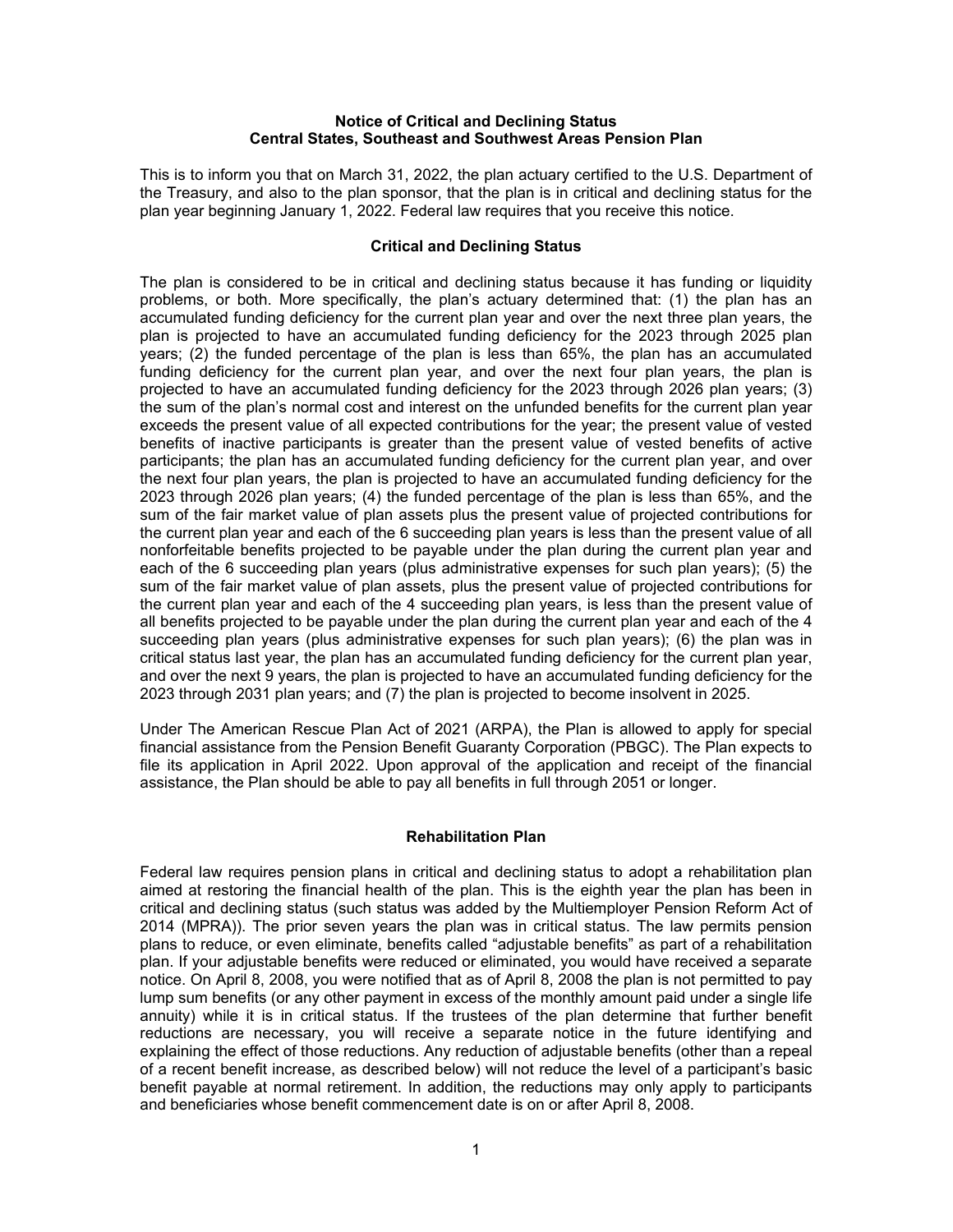# Notice of Critical and Declining Status
# Central States, Southeast and Southwest Areas Pension Plan

This is to inform you that on March 31, 2022, the plan actuary certified to the U.S. Department of the Treasury, and also to the plan sponsor, that the plan is in critical and declining status for the plan year beginning January 1, 2022. Federal law requires that you receive this notice.

## Critical and Declining Status

The plan is considered to be in critical and declining status because it has funding or liquidity problems, or both. More specifically, the plan's actuary determined that: (1) the plan has an accumulated funding deficiency for the current plan year and over the next three plan years, the plan is projected to have an accumulated funding deficiency for the 2023 through 2025 plan years; (2) the funded percentage of the plan is less than 65%, the plan has an accumulated funding deficiency for the current plan year, and over the next four plan years, the plan is projected to have an accumulated funding deficiency for the 2023 through 2026 plan years; (3) the sum of the plan's normal cost and interest on the unfunded benefits for the current plan year exceeds the present value of all expected contributions for the year; the present value of vested benefits of inactive participants is greater than the present value of vested benefits of active participants; the plan has an accumulated funding deficiency for the current plan year, and over the next four plan years, the plan is projected to have an accumulated funding deficiency for the 2023 through 2026 plan years; (4) the funded percentage of the plan is less than 65%, and the sum of the fair market value of plan assets plus the present value of projected contributions for the current plan year and each of the 6 succeeding plan years is less than the present value of all nonforfeitable benefits projected to be payable under the plan during the current plan year and each of the 6 succeeding plan years (plus administrative expenses for such plan years); (5) the sum of the fair market value of plan assets, plus the present value of projected contributions for the current plan year and each of the 4 succeeding plan years, is less than the present value of all benefits projected to be payable under the plan during the current plan year and each of the 4 succeeding plan years (plus administrative expenses for such plan years); (6) the plan was in critical status last year, the plan has an accumulated funding deficiency for the current plan year, and over the next 9 years, the plan is projected to have an accumulated funding deficiency for the 2023 through 2031 plan years; and (7) the plan is projected to become insolvent in 2025.

Under The American Rescue Plan Act of 2021 (ARPA), the Plan is allowed to apply for special financial assistance from the Pension Benefit Guaranty Corporation (PBGC). The Plan expects to file its application in April 2022. Upon approval of the application and receipt of the financial assistance, the Plan should be able to pay all benefits in full through 2051 or longer.

## Rehabilitation Plan

Federal law requires pension plans in critical and declining status to adopt a rehabilitation plan aimed at restoring the financial health of the plan. This is the eighth year the plan has been in critical and declining status (such status was added by the Multiemployer Pension Reform Act of 2014 (MPRA)). The prior seven years the plan was in critical status. The law permits pension plans to reduce, or even eliminate, benefits called "adjustable benefits" as part of a rehabilitation plan. If your adjustable benefits were reduced or eliminated, you would have received a separate notice. On April 8, 2008, you were notified that as of April 8, 2008 the plan is not permitted to pay lump sum benefits (or any other payment in excess of the monthly amount paid under a single life annuity) while it is in critical status. If the trustees of the plan determine that further benefit reductions are necessary, you will receive a separate notice in the future identifying and explaining the effect of those reductions. Any reduction of adjustable benefits (other than a repeal of a recent benefit increase, as described below) will not reduce the level of a participant's basic benefit payable at normal retirement. In addition, the reductions may only apply to participants and beneficiaries whose benefit commencement date is on or after April 8, 2008.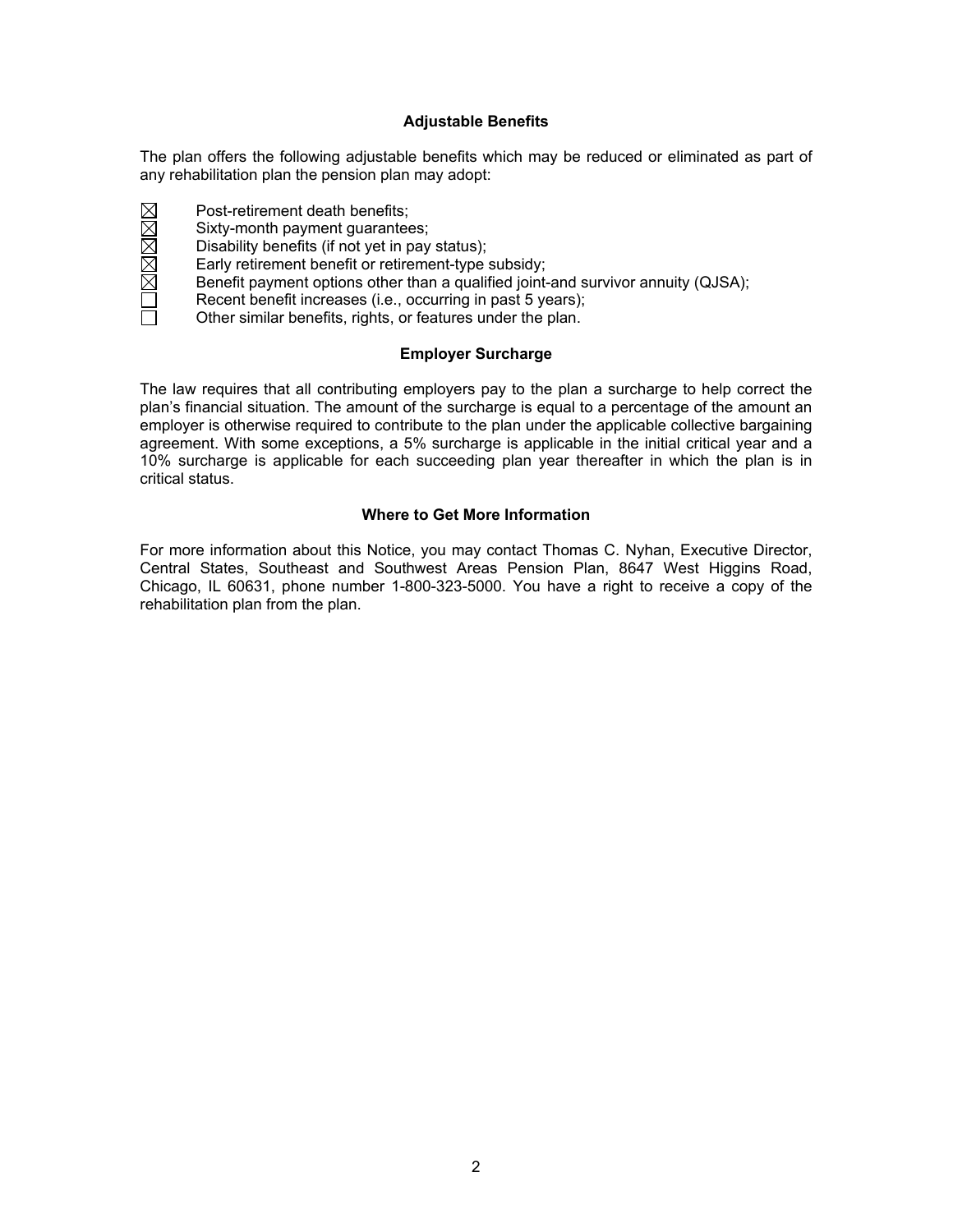### Adjustable Benefits

The plan offers the following adjustable benefits which may be reduced or eliminated as part of any rehabilitation plan the pension plan may adopt:

- ☒ Post-retirement death benefits;
- ☒ Sixty-month payment guarantees;
- ☒ Disability benefits (if not yet in pay status);
- ☒ Early retirement benefit or retirement-type subsidy;
- ☒ Benefit payment options other than a qualified joint-and survivor annuity (QJSA);
- ☐ Recent benefit increases (i.e., occurring in past 5 years);
- ☐ Other similar benefits, rights, or features under the plan.

### Employer Surcharge

The law requires that all contributing employers pay to the plan a surcharge to help correct the plan's financial situation. The amount of the surcharge is equal to a percentage of the amount an employer is otherwise required to contribute to the plan under the applicable collective bargaining agreement. With some exceptions, a 5% surcharge is applicable in the initial critical year and a 10% surcharge is applicable for each succeeding plan year thereafter in which the plan is in critical status.

### Where to Get More Information

For more information about this Notice, you may contact Thomas C. Nyhan, Executive Director, Central States, Southeast and Southwest Areas Pension Plan, 8647 West Higgins Road, Chicago, IL 60631, phone number 1-800-323-5000. You have a right to receive a copy of the rehabilitation plan from the plan.